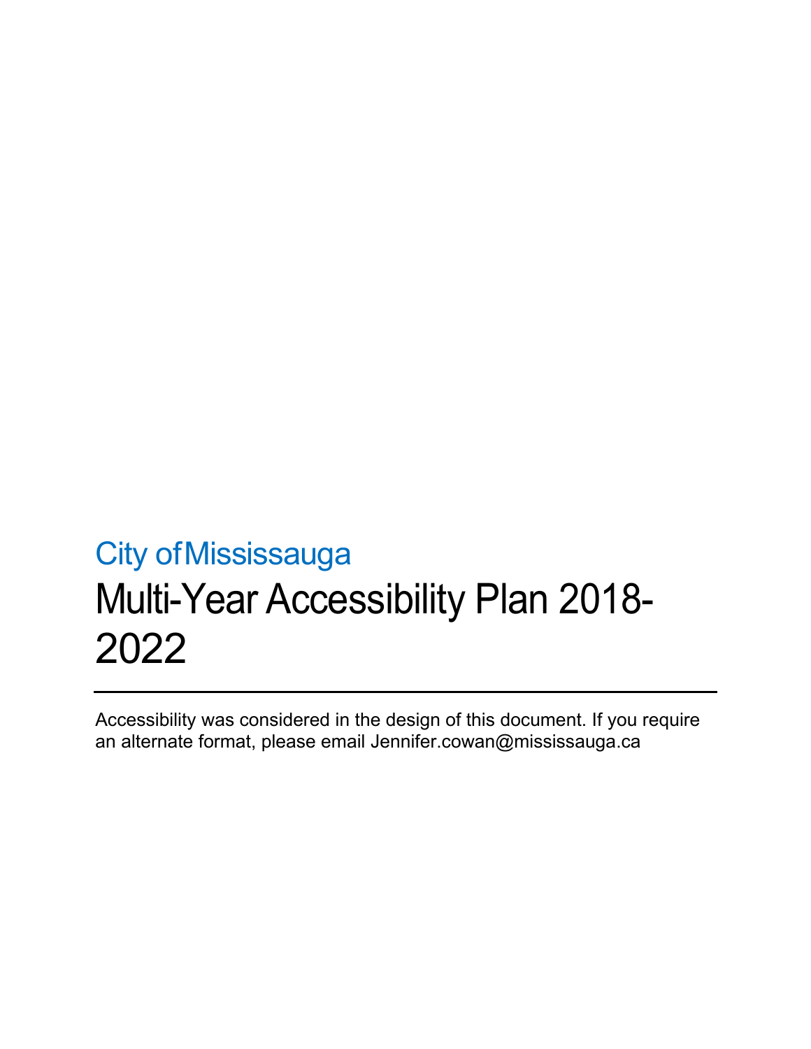City of Mississauga

# Multi-Year Accessibility Plan 2018-2022

---

Accessibility was considered in the design of this document. If you require an alternate format, please email Jennifer.cowan@mississauga.ca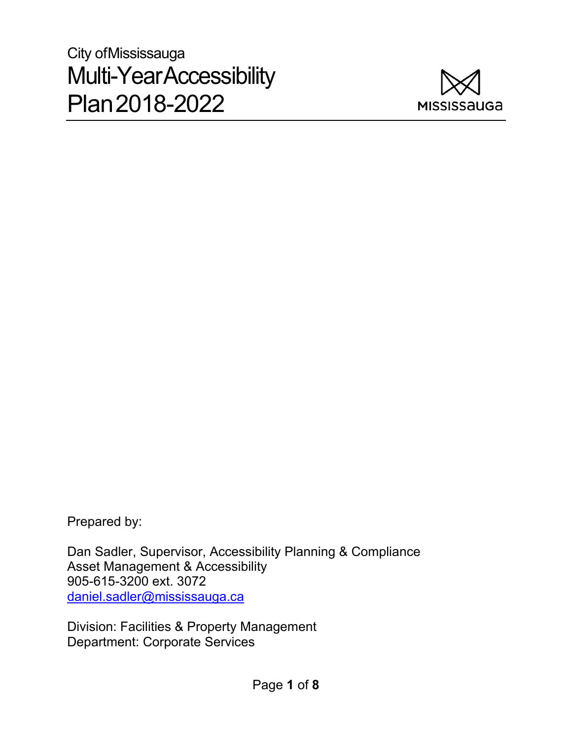City of Mississauga

# Multi-Year Accessibility Plan 2018-2022

Prepared by:

Dan Sadler, Supervisor, Accessibility Planning & Compliance
Asset Management & Accessibility
905-615-3200 ext. 3072
daniel.sadler@mississauga.ca

Division: Facilities & Property Management
Department: Corporate Services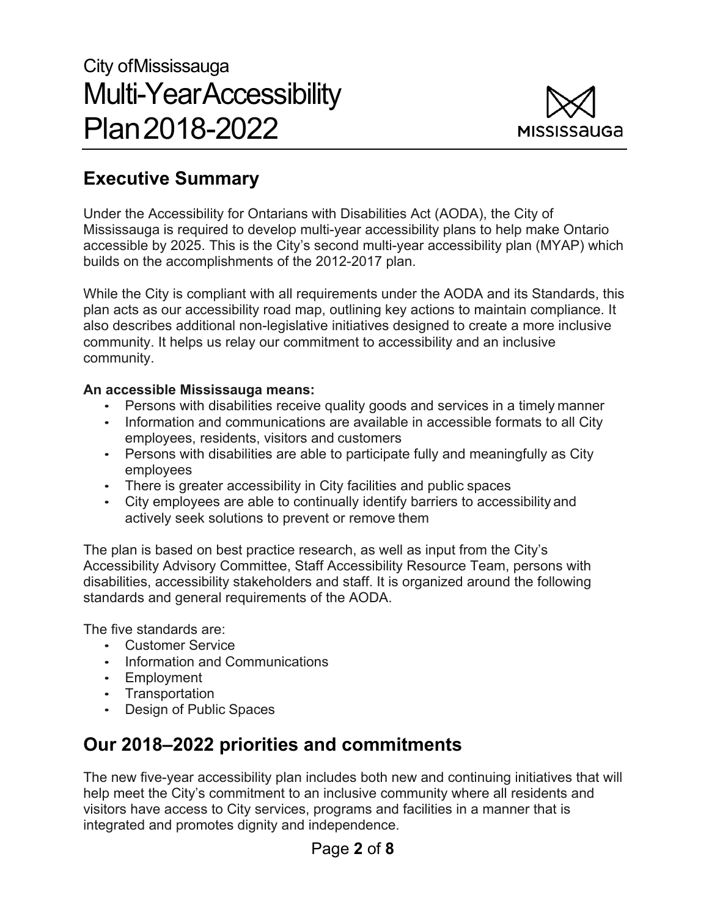# City of Mississauga Multi-Year Accessibility Plan 2018-2022

## Executive Summary

Under the Accessibility for Ontarians with Disabilities Act (AODA), the City of Mississauga is required to develop multi-year accessibility plans to help make Ontario accessible by 2025. This is the City's second multi-year accessibility plan (MYAP) which builds on the accomplishments of the 2012-2017 plan.

While the City is compliant with all requirements under the AODA and its Standards, this plan acts as our accessibility road map, outlining key actions to maintain compliance. It also describes additional non-legislative initiatives designed to create a more inclusive community. It helps us relay our commitment to accessibility and an inclusive community.

**An accessible Mississauga means:**

- Persons with disabilities receive quality goods and services in a timely manner
- Information and communications are available in accessible formats to all City employees, residents, visitors and customers
- Persons with disabilities are able to participate fully and meaningfully as City employees
- There is greater accessibility in City facilities and public spaces
- City employees are able to continually identify barriers to accessibility and actively seek solutions to prevent or remove them

The plan is based on best practice research, as well as input from the City's Accessibility Advisory Committee, Staff Accessibility Resource Team, persons with disabilities, accessibility stakeholders and staff. It is organized around the following standards and general requirements of the AODA.

The five standards are:

- Customer Service
- Information and Communications
- Employment
- Transportation
- Design of Public Spaces

## Our 2018–2022 priorities and commitments

The new five-year accessibility plan includes both new and continuing initiatives that will help meet the City's commitment to an inclusive community where all residents and visitors have access to City services, programs and facilities in a manner that is integrated and promotes dignity and independence.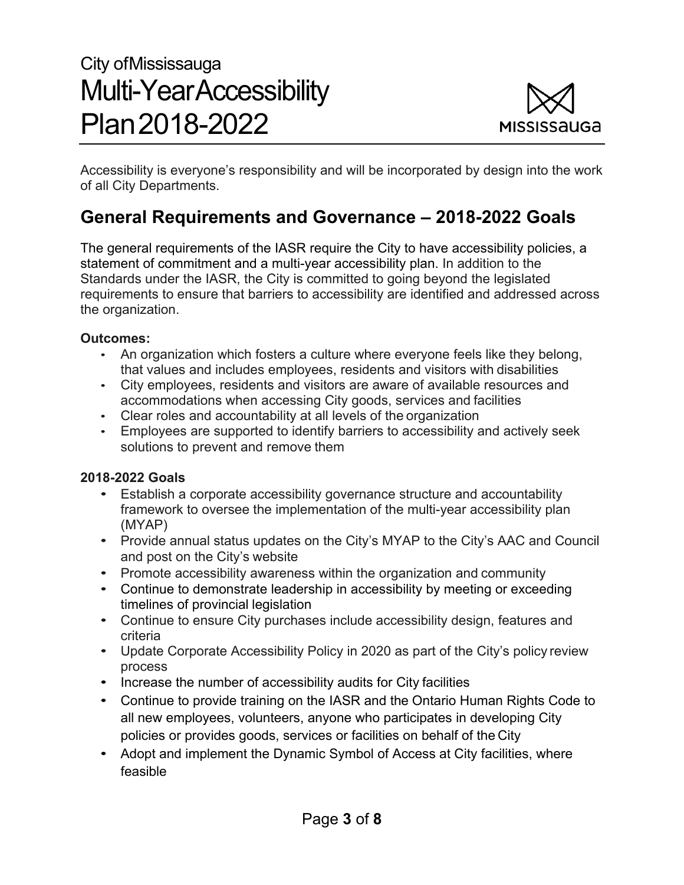Accessibility is everyone's responsibility and will be incorporated by design into the work of all City Departments.

## General Requirements and Governance – 2018-2022 Goals

The general requirements of the IASR require the City to have accessibility policies, a statement of commitment and a multi-year accessibility plan. In addition to the Standards under the IASR, the City is committed to going beyond the legislated requirements to ensure that barriers to accessibility are identified and addressed across the organization.

**Outcomes:**

- An organization which fosters a culture where everyone feels like they belong, that values and includes employees, residents and visitors with disabilities
- City employees, residents and visitors are aware of available resources and accommodations when accessing City goods, services and facilities
- Clear roles and accountability at all levels of the organization
- Employees are supported to identify barriers to accessibility and actively seek solutions to prevent and remove them

**2018-2022 Goals**

- Establish a corporate accessibility governance structure and accountability framework to oversee the implementation of the multi-year accessibility plan (MYAP)
- Provide annual status updates on the City's MYAP to the City's AAC and Council and post on the City's website
- Promote accessibility awareness within the organization and community
- Continue to demonstrate leadership in accessibility by meeting or exceeding timelines of provincial legislation
- Continue to ensure City purchases include accessibility design, features and criteria
- Update Corporate Accessibility Policy in 2020 as part of the City's policy review process
- Increase the number of accessibility audits for City facilities
- Continue to provide training on the IASR and the Ontario Human Rights Code to all new employees, volunteers, anyone who participates in developing City policies or provides goods, services or facilities on behalf of the City
- Adopt and implement the Dynamic Symbol of Access at City facilities, where feasible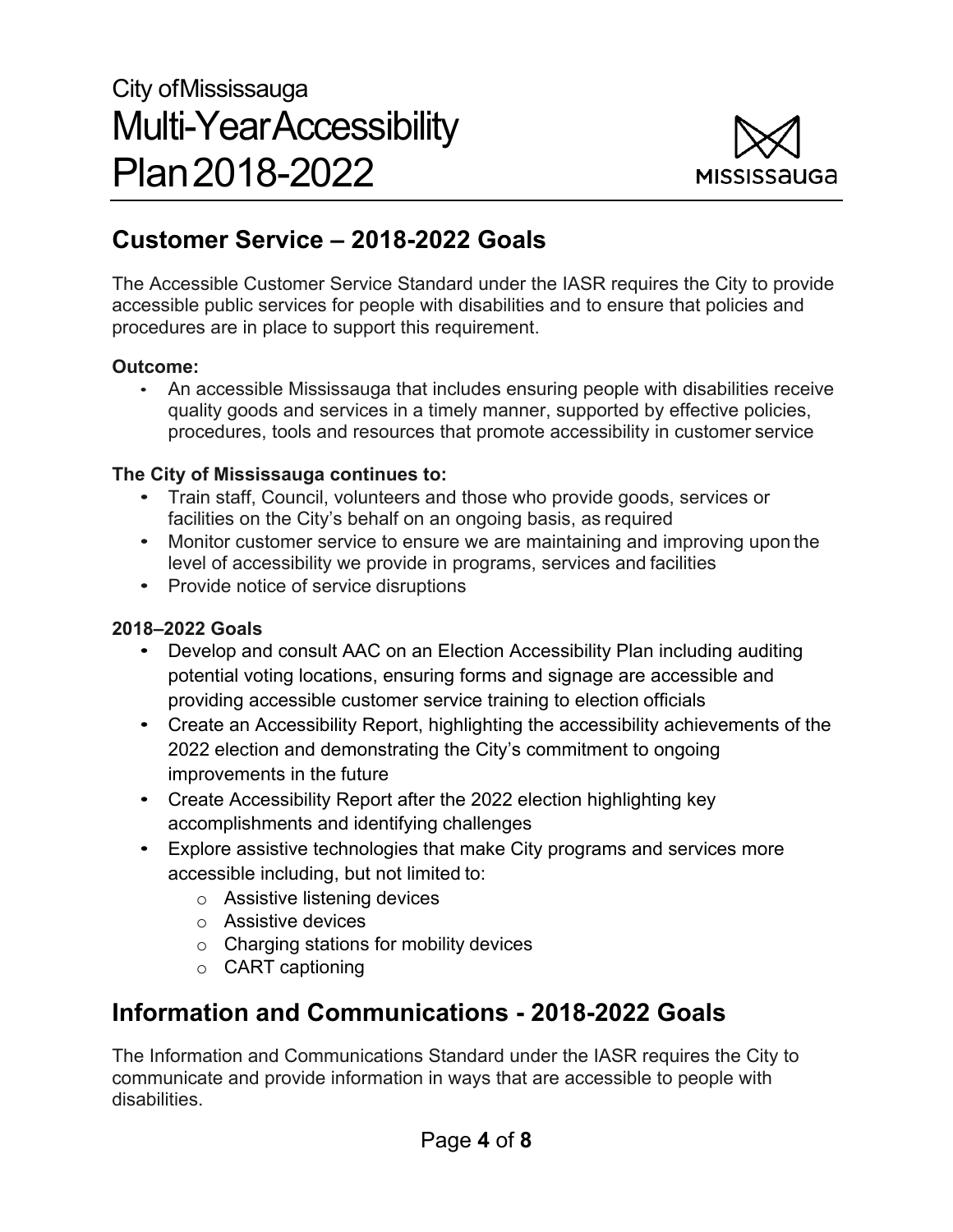## Customer Service – 2018-2022 Goals

The Accessible Customer Service Standard under the IASR requires the City to provide accessible public services for people with disabilities and to ensure that policies and procedures are in place to support this requirement.

**Outcome:**

- An accessible Mississauga that includes ensuring people with disabilities receive quality goods and services in a timely manner, supported by effective policies, procedures, tools and resources that promote accessibility in customer service

**The City of Mississauga continues to:**

- Train staff, Council, volunteers and those who provide goods, services or facilities on the City's behalf on an ongoing basis, as required
- Monitor customer service to ensure we are maintaining and improving upon the level of accessibility we provide in programs, services and facilities
- Provide notice of service disruptions

**2018–2022 Goals**

- Develop and consult AAC on an Election Accessibility Plan including auditing potential voting locations, ensuring forms and signage are accessible and providing accessible customer service training to election officials
- Create an Accessibility Report, highlighting the accessibility achievements of the 2022 election and demonstrating the City's commitment to ongoing improvements in the future
- Create Accessibility Report after the 2022 election highlighting key accomplishments and identifying challenges
- Explore assistive technologies that make City programs and services more accessible including, but not limited to:
    - Assistive listening devices
    - Assistive devices
    - Charging stations for mobility devices
    - CART captioning

## Information and Communications - 2018-2022 Goals

The Information and Communications Standard under the IASR requires the City to communicate and provide information in ways that are accessible to people with disabilities.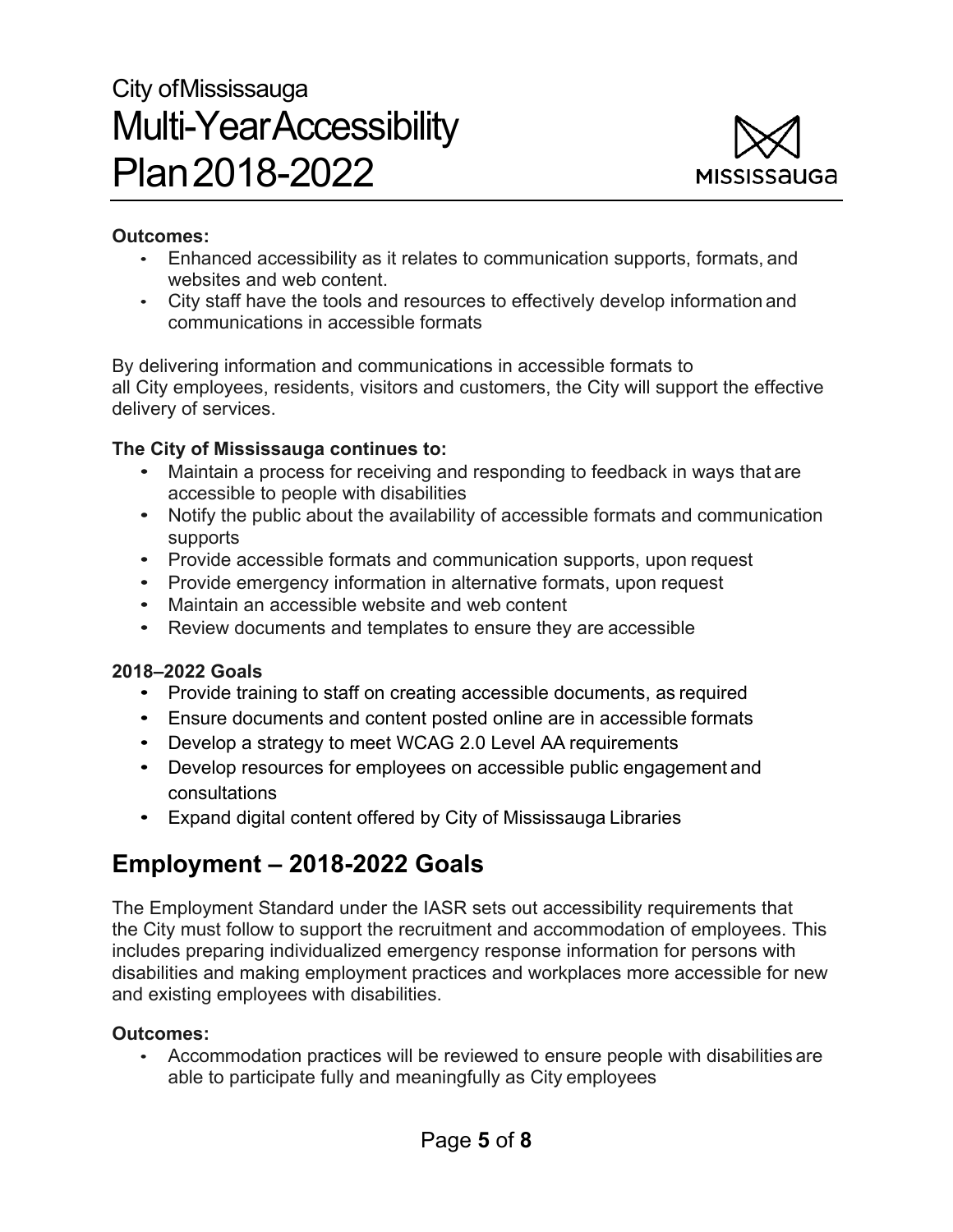**Outcomes:**

- Enhanced accessibility as it relates to communication supports, formats, and websites and web content.
- City staff have the tools and resources to effectively develop information and communications in accessible formats

By delivering information and communications in accessible formats to all City employees, residents, visitors and customers, the City will support the effective delivery of services.

**The City of Mississauga continues to:**

- Maintain a process for receiving and responding to feedback in ways that are accessible to people with disabilities
- Notify the public about the availability of accessible formats and communication supports
- Provide accessible formats and communication supports, upon request
- Provide emergency information in alternative formats, upon request
- Maintain an accessible website and web content
- Review documents and templates to ensure they are accessible

**2018–2022 Goals**

- Provide training to staff on creating accessible documents, as required
- Ensure documents and content posted online are in accessible formats
- Develop a strategy to meet WCAG 2.0 Level AA requirements
- Develop resources for employees on accessible public engagement and consultations
- Expand digital content offered by City of Mississauga Libraries

## Employment – 2018-2022 Goals

The Employment Standard under the IASR sets out accessibility requirements that the City must follow to support the recruitment and accommodation of employees. This includes preparing individualized emergency response information for persons with disabilities and making employment practices and workplaces more accessible for new and existing employees with disabilities.

**Outcomes:**

- Accommodation practices will be reviewed to ensure people with disabilities are able to participate fully and meaningfully as City employees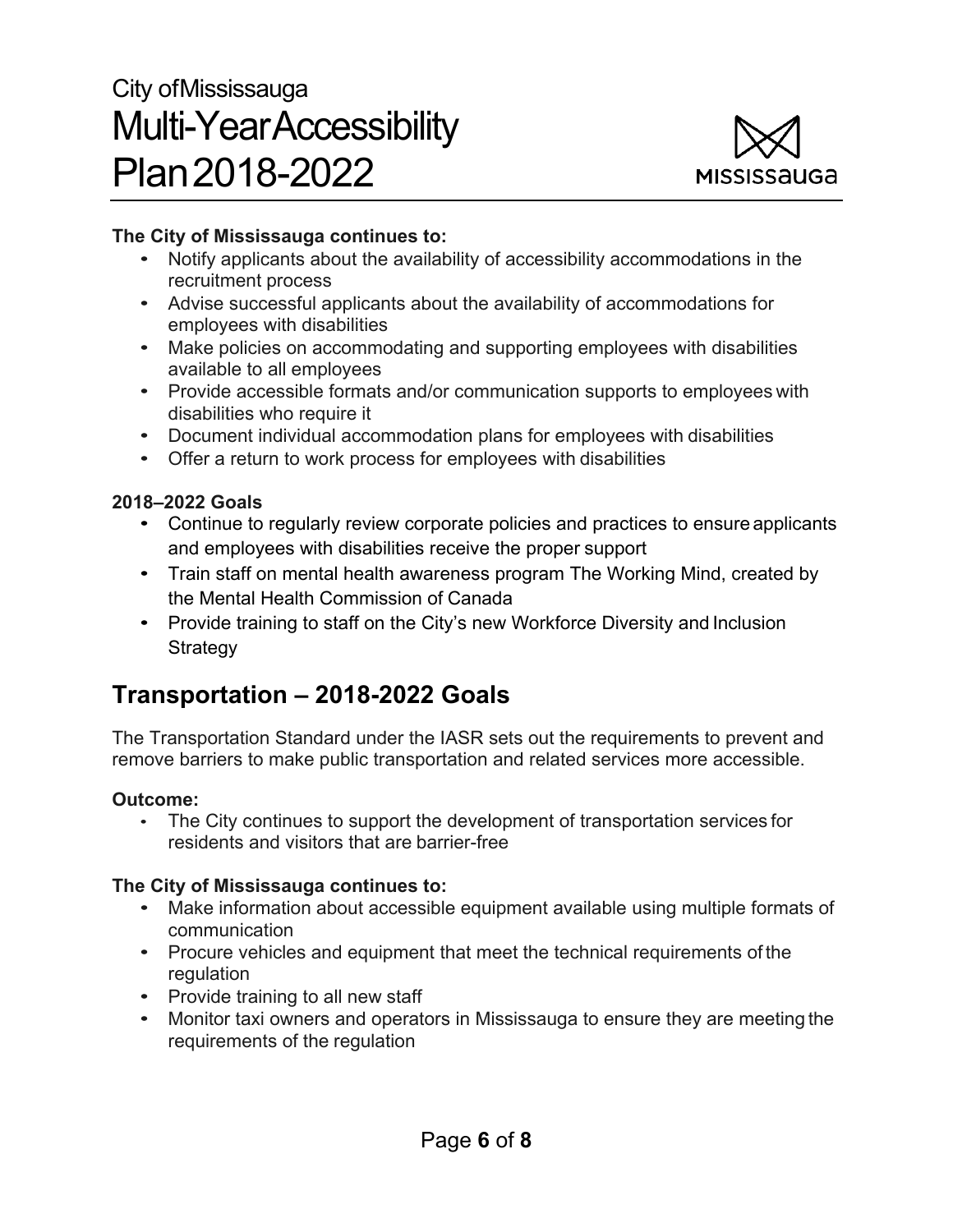**The City of Mississauga continues to:**

- Notify applicants about the availability of accessibility accommodations in the recruitment process
- Advise successful applicants about the availability of accommodations for employees with disabilities
- Make policies on accommodating and supporting employees with disabilities available to all employees
- Provide accessible formats and/or communication supports to employees with disabilities who require it
- Document individual accommodation plans for employees with disabilities
- Offer a return to work process for employees with disabilities

**2018–2022 Goals**

- Continue to regularly review corporate policies and practices to ensure applicants and employees with disabilities receive the proper support
- Train staff on mental health awareness program The Working Mind, created by the Mental Health Commission of Canada
- Provide training to staff on the City's new Workforce Diversity and Inclusion Strategy

## Transportation – 2018-2022 Goals

The Transportation Standard under the IASR sets out the requirements to prevent and remove barriers to make public transportation and related services more accessible.

**Outcome:**

- The City continues to support the development of transportation services for residents and visitors that are barrier-free

**The City of Mississauga continues to:**

- Make information about accessible equipment available using multiple formats of communication
- Procure vehicles and equipment that meet the technical requirements of the regulation
- Provide training to all new staff
- Monitor taxi owners and operators in Mississauga to ensure they are meeting the requirements of the regulation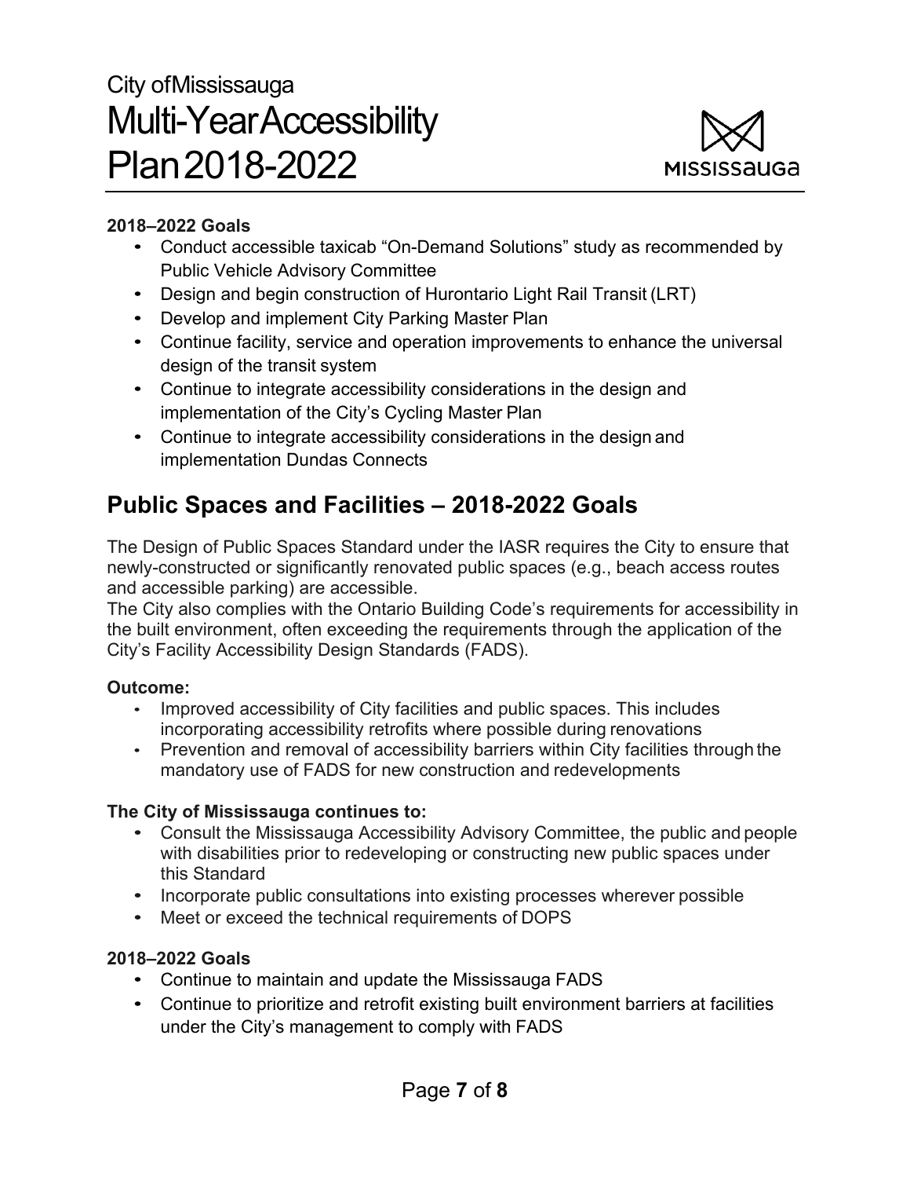**2018–2022 Goals**

- Conduct accessible taxicab “On-Demand Solutions” study as recommended by Public Vehicle Advisory Committee
- Design and begin construction of Hurontario Light Rail Transit (LRT)
- Develop and implement City Parking Master Plan
- Continue facility, service and operation improvements to enhance the universal design of the transit system
- Continue to integrate accessibility considerations in the design and implementation of the City’s Cycling Master Plan
- Continue to integrate accessibility considerations in the design and implementation Dundas Connects

## Public Spaces and Facilities – 2018-2022 Goals

The Design of Public Spaces Standard under the IASR requires the City to ensure that newly-constructed or significantly renovated public spaces (e.g., beach access routes and accessible parking) are accessible.
The City also complies with the Ontario Building Code’s requirements for accessibility in the built environment, often exceeding the requirements through the application of the City’s Facility Accessibility Design Standards (FADS).

**Outcome:**

- Improved accessibility of City facilities and public spaces. This includes incorporating accessibility retrofits where possible during renovations
- Prevention and removal of accessibility barriers within City facilities through the mandatory use of FADS for new construction and redevelopments

**The City of Mississauga continues to:**

- Consult the Mississauga Accessibility Advisory Committee, the public and people with disabilities prior to redeveloping or constructing new public spaces under this Standard
- Incorporate public consultations into existing processes wherever possible
- Meet or exceed the technical requirements of DOPS

**2018–2022 Goals**

- Continue to maintain and update the Mississauga FADS
- Continue to prioritize and retrofit existing built environment barriers at facilities under the City’s management to comply with FADS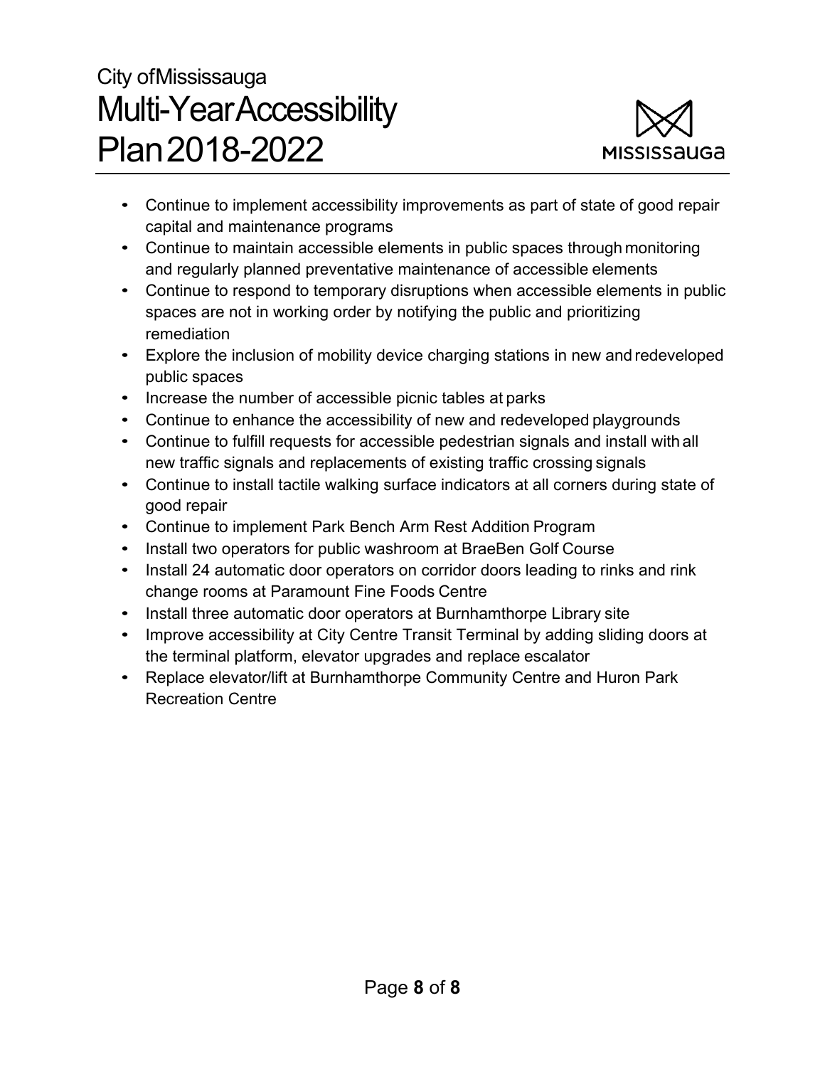- Continue to implement accessibility improvements as part of state of good repair capital and maintenance programs
- Continue to maintain accessible elements in public spaces through monitoring and regularly planned preventative maintenance of accessible elements
- Continue to respond to temporary disruptions when accessible elements in public spaces are not in working order by notifying the public and prioritizing remediation
- Explore the inclusion of mobility device charging stations in new and redeveloped public spaces
- Increase the number of accessible picnic tables at parks
- Continue to enhance the accessibility of new and redeveloped playgrounds
- Continue to fulfill requests for accessible pedestrian signals and install with all new traffic signals and replacements of existing traffic crossing signals
- Continue to install tactile walking surface indicators at all corners during state of good repair
- Continue to implement Park Bench Arm Rest Addition Program
- Install two operators for public washroom at BraeBen Golf Course
- Install 24 automatic door operators on corridor doors leading to rinks and rink change rooms at Paramount Fine Foods Centre
- Install three automatic door operators at Burnhamthorpe Library site
- Improve accessibility at City Centre Transit Terminal by adding sliding doors at the terminal platform, elevator upgrades and replace escalator
- Replace elevator/lift at Burnhamthorpe Community Centre and Huron Park Recreation Centre